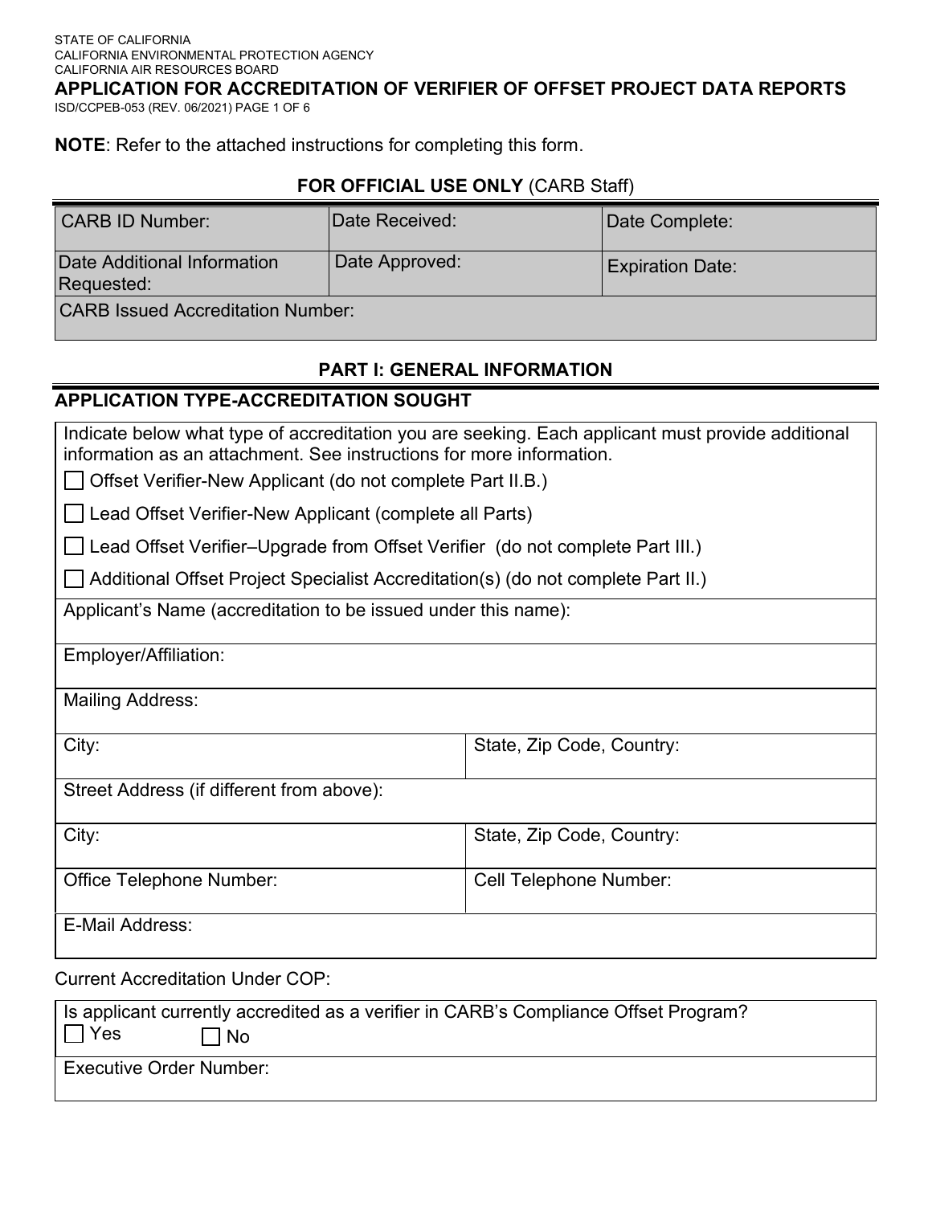STATE OF CALIFORNIA
CALIFORNIA ENVIRONMENTAL PROTECTION AGENCY
CALIFORNIA AIR RESOURCES BOARD

# APPLICATION FOR ACCREDITATION OF VERIFIER OF OFFSET PROJECT DATA REPORTS

ISD/CCPEB-053 (REV. 06/2021)

**NOTE**: Refer to the attached instructions for completing this form.

### FOR OFFICIAL USE ONLY (CARB Staff)

| CARB ID Number: | Date Received: | Date Complete: |
|---|---|---|
| Date Additional Information Requested: | Date Approved: | Expiration Date: |
| CARB Issued Accreditation Number: | | |

## PART I: GENERAL INFORMATION

### APPLICATION TYPE-ACCREDITATION SOUGHT

Indicate below what type of accreditation you are seeking. Each applicant must provide additional information as an attachment. See instructions for more information.

- ☐ Offset Verifier-New Applicant (do not complete Part II.B.)
- ☐ Lead Offset Verifier-New Applicant (complete all Parts)
- ☐ Lead Offset Verifier–Upgrade from Offset Verifier (do not complete Part III.)
- ☐ Additional Offset Project Specialist Accreditation(s) (do not complete Part II.)

| Applicant's Name (accreditation to be issued under this name): | |
|---|---|
| Employer/Affiliation: | |
| Mailing Address: | |
| City: | State, Zip Code, Country: |
| Street Address (if different from above): | |
| City: | State, Zip Code, Country: |
| Office Telephone Number: | Cell Telephone Number: |
| E-Mail Address: | |

Current Accreditation Under COP:

| Is applicant currently accredited as a verifier in CARB's Compliance Offset Program? ☐ Yes ☐ No |
|---|
| Executive Order Number: |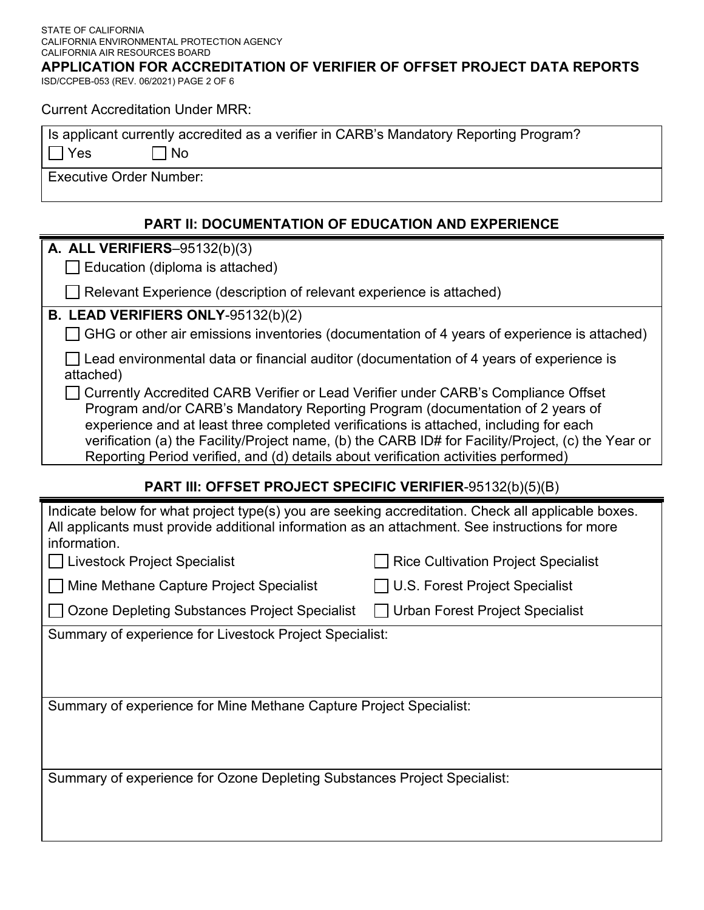Current Accreditation Under MRR:

Is applicant currently accredited as a verifier in CARB's Mandatory Reporting Program?

☐ Yes ☐ No

Executive Order Number:

## PART II: DOCUMENTATION OF EDUCATION AND EXPERIENCE

**A. ALL VERIFIERS**–95132(b)(3)

☐ Education (diploma is attached)

☐ Relevant Experience (description of relevant experience is attached)

**B. LEAD VERIFIERS ONLY**-95132(b)(2)

☐ GHG or other air emissions inventories (documentation of 4 years of experience is attached)

☐ Lead environmental data or financial auditor (documentation of 4 years of experience is attached)

☐ Currently Accredited CARB Verifier or Lead Verifier under CARB's Compliance Offset Program and/or CARB's Mandatory Reporting Program (documentation of 2 years of experience and at least three completed verifications is attached, including for each verification (a) the Facility/Project name, (b) the CARB ID# for Facility/Project, (c) the Year or Reporting Period verified, and (d) details about verification activities performed)

## PART III: OFFSET PROJECT SPECIFIC VERIFIER-95132(b)(5)(B)

Indicate below for what project type(s) you are seeking accreditation. Check all applicable boxes. All applicants must provide additional information as an attachment. See instructions for more information.

☐ Livestock Project Specialist

☐ Rice Cultivation Project Specialist

☐ Mine Methane Capture Project Specialist

☐ U.S. Forest Project Specialist

☐ Ozone Depleting Substances Project Specialist

☐ Urban Forest Project Specialist

Summary of experience for Livestock Project Specialist:

Summary of experience for Mine Methane Capture Project Specialist:

Summary of experience for Ozone Depleting Substances Project Specialist: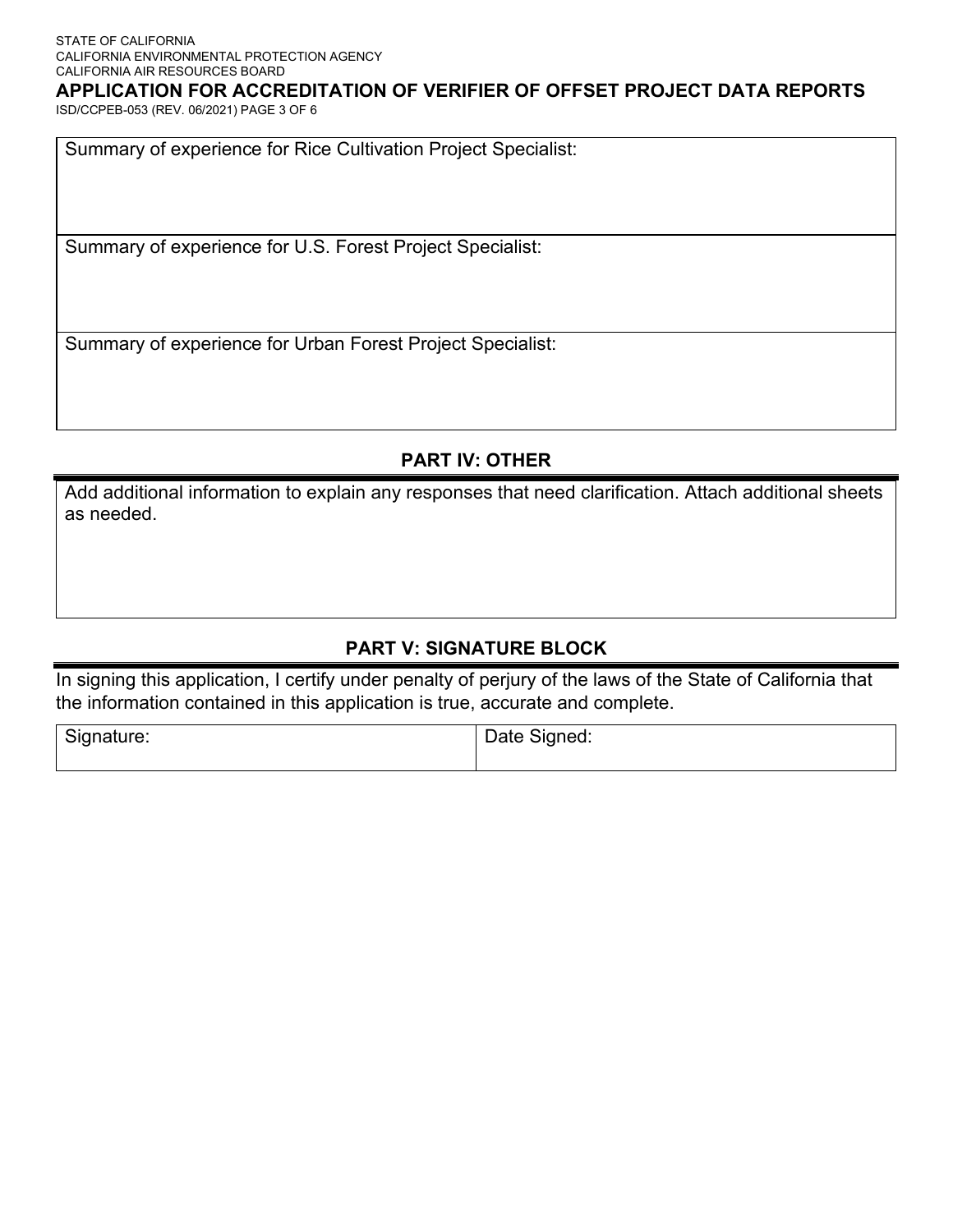| Summary of experience for Rice Cultivation Project Specialist: |
| --- |
| Summary of experience for U.S. Forest Project Specialist: |
| Summary of experience for Urban Forest Project Specialist: |

## PART IV: OTHER

| Add additional information to explain any responses that need clarification. Attach additional sheets as needed. |
| --- |

## PART V: SIGNATURE BLOCK

In signing this application, I certify under penalty of perjury of the laws of the State of California that the information contained in this application is true, accurate and complete.

| Signature: | Date Signed: |
| --- | --- |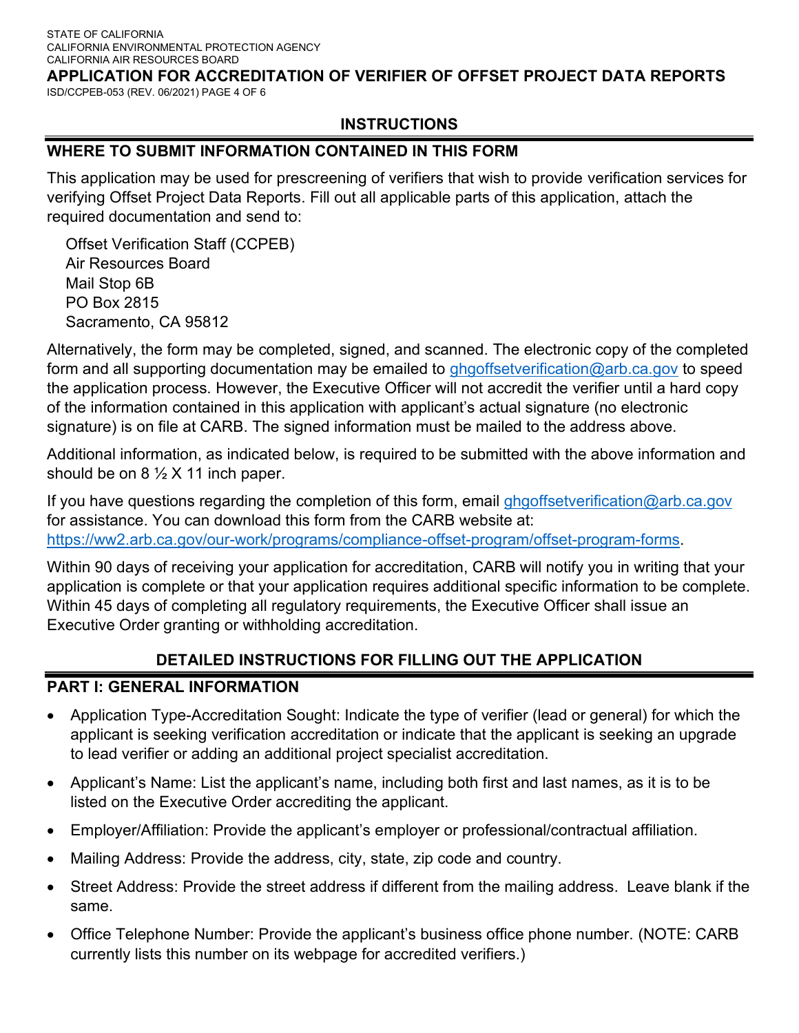STATE OF CALIFORNIA
CALIFORNIA ENVIRONMENTAL PROTECTION AGENCY
CALIFORNIA AIR RESOURCES BOARD

# APPLICATION FOR ACCREDITATION OF VERIFIER OF OFFSET PROJECT DATA REPORTS

ISD/CCPEB-053 (REV. 06/2021)

## INSTRUCTIONS

## WHERE TO SUBMIT INFORMATION CONTAINED IN THIS FORM

This application may be used for prescreening of verifiers that wish to provide verification services for verifying Offset Project Data Reports. Fill out all applicable parts of this application, attach the required documentation and send to:

Offset Verification Staff (CCPEB)
Air Resources Board
Mail Stop 6B
PO Box 2815
Sacramento, CA 95812

Alternatively, the form may be completed, signed, and scanned. The electronic copy of the completed form and all supporting documentation may be emailed to ghgoffsetverification@arb.ca.gov to speed the application process. However, the Executive Officer will not accredit the verifier until a hard copy of the information contained in this application with applicant's actual signature (no electronic signature) is on file at CARB. The signed information must be mailed to the address above.

Additional information, as indicated below, is required to be submitted with the above information and should be on 8 ½ X 11 inch paper.

If you have questions regarding the completion of this form, email ghgoffsetverification@arb.ca.gov for assistance. You can download this form from the CARB website at: https://ww2.arb.ca.gov/our-work/programs/compliance-offset-program/offset-program-forms.

Within 90 days of receiving your application for accreditation, CARB will notify you in writing that your application is complete or that your application requires additional specific information to be complete. Within 45 days of completing all regulatory requirements, the Executive Officer shall issue an Executive Order granting or withholding accreditation.

## DETAILED INSTRUCTIONS FOR FILLING OUT THE APPLICATION

### PART I: GENERAL INFORMATION

- Application Type-Accreditation Sought: Indicate the type of verifier (lead or general) for which the applicant is seeking verification accreditation or indicate that the applicant is seeking an upgrade to lead verifier or adding an additional project specialist accreditation.
- Applicant's Name: List the applicant's name, including both first and last names, as it is to be listed on the Executive Order accrediting the applicant.
- Employer/Affiliation: Provide the applicant's employer or professional/contractual affiliation.
- Mailing Address: Provide the address, city, state, zip code and country.
- Street Address: Provide the street address if different from the mailing address. Leave blank if the same.
- Office Telephone Number: Provide the applicant's business office phone number. (NOTE: CARB currently lists this number on its webpage for accredited verifiers.)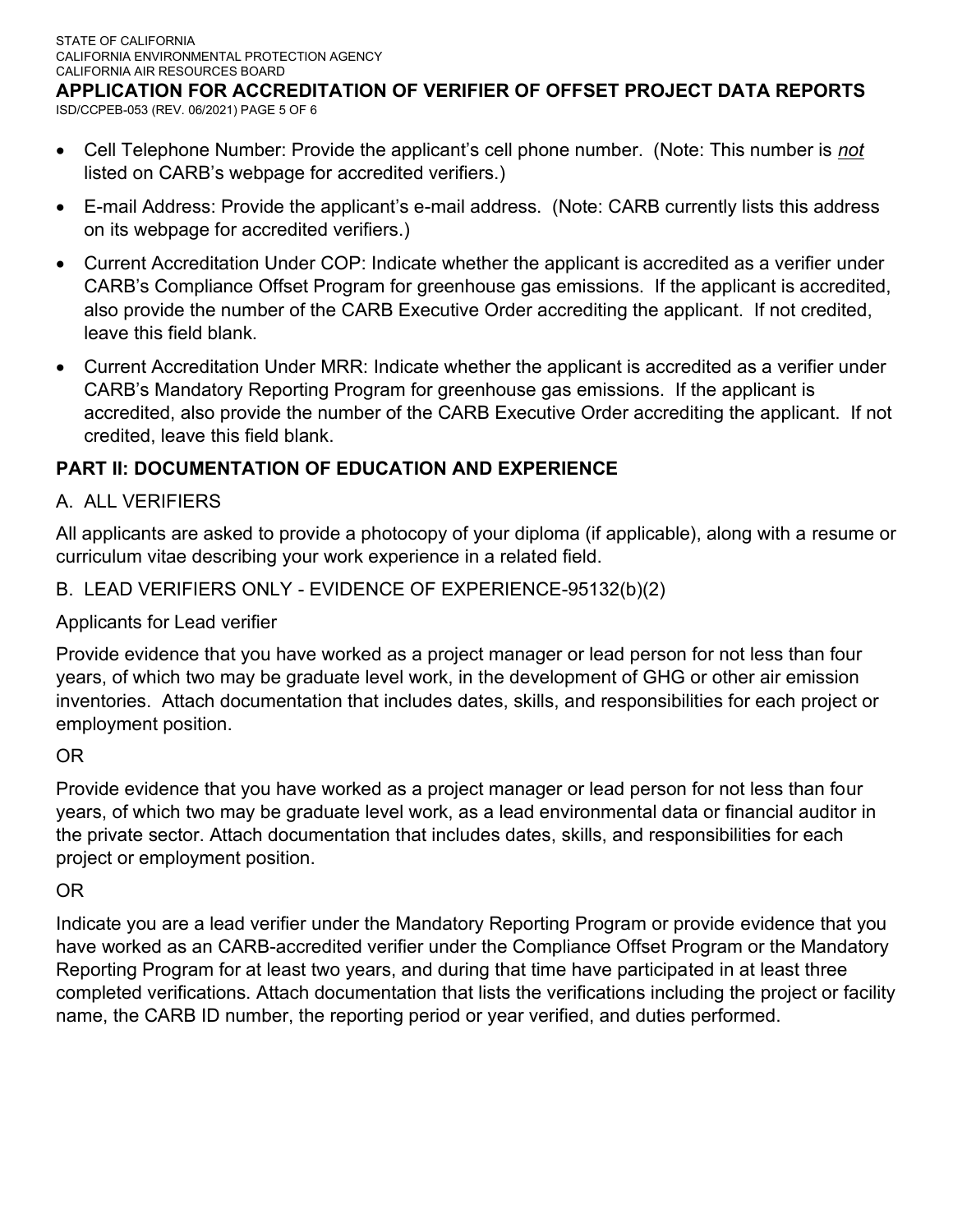- Cell Telephone Number: Provide the applicant's cell phone number. (Note: This number is *not* listed on CARB's webpage for accredited verifiers.)
- E-mail Address: Provide the applicant's e-mail address. (Note: CARB currently lists this address on its webpage for accredited verifiers.)
- Current Accreditation Under COP: Indicate whether the applicant is accredited as a verifier under CARB's Compliance Offset Program for greenhouse gas emissions. If the applicant is accredited, also provide the number of the CARB Executive Order accrediting the applicant. If not credited, leave this field blank.
- Current Accreditation Under MRR: Indicate whether the applicant is accredited as a verifier under CARB's Mandatory Reporting Program for greenhouse gas emissions. If the applicant is accredited, also provide the number of the CARB Executive Order accrediting the applicant. If not credited, leave this field blank.

## PART II: DOCUMENTATION OF EDUCATION AND EXPERIENCE

A. ALL VERIFIERS

All applicants are asked to provide a photocopy of your diploma (if applicable), along with a resume or curriculum vitae describing your work experience in a related field.

B. LEAD VERIFIERS ONLY - EVIDENCE OF EXPERIENCE-95132(b)(2)

Applicants for Lead verifier

Provide evidence that you have worked as a project manager or lead person for not less than four years, of which two may be graduate level work, in the development of GHG or other air emission inventories. Attach documentation that includes dates, skills, and responsibilities for each project or employment position.

OR

Provide evidence that you have worked as a project manager or lead person for not less than four years, of which two may be graduate level work, as a lead environmental data or financial auditor in the private sector. Attach documentation that includes dates, skills, and responsibilities for each project or employment position.

OR

Indicate you are a lead verifier under the Mandatory Reporting Program or provide evidence that you have worked as an CARB-accredited verifier under the Compliance Offset Program or the Mandatory Reporting Program for at least two years, and during that time have participated in at least three completed verifications. Attach documentation that lists the verifications including the project or facility name, the CARB ID number, the reporting period or year verified, and duties performed.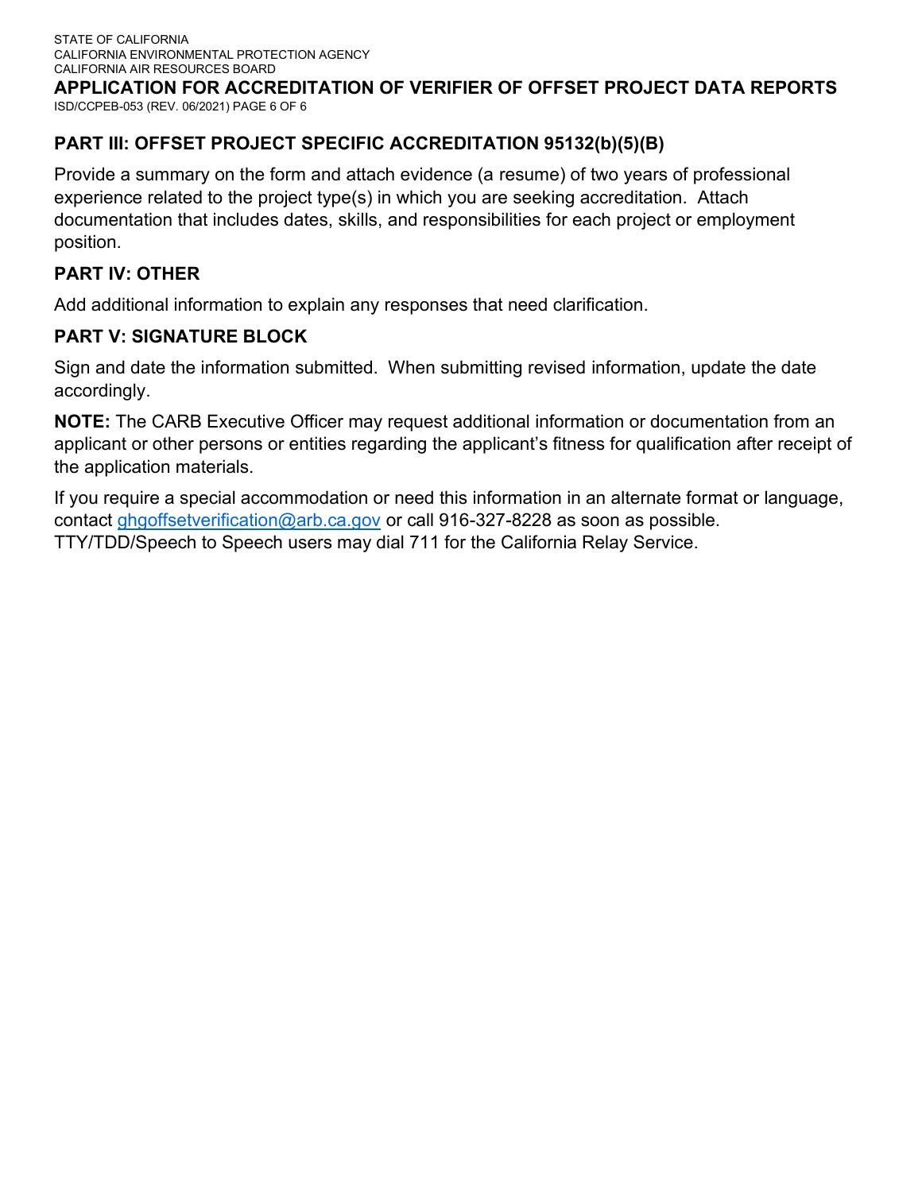## PART III: OFFSET PROJECT SPECIFIC ACCREDITATION 95132(b)(5)(B)

Provide a summary on the form and attach evidence (a resume) of two years of professional experience related to the project type(s) in which you are seeking accreditation. Attach documentation that includes dates, skills, and responsibilities for each project or employment position.

## PART IV: OTHER

Add additional information to explain any responses that need clarification.

## PART V: SIGNATURE BLOCK

Sign and date the information submitted. When submitting revised information, update the date accordingly.

**NOTE:** The CARB Executive Officer may request additional information or documentation from an applicant or other persons or entities regarding the applicant's fitness for qualification after receipt of the application materials.

If you require a special accommodation or need this information in an alternate format or language, contact ghgoffsetverification@arb.ca.gov or call 916-327-8228 as soon as possible. TTY/TDD/Speech to Speech users may dial 711 for the California Relay Service.